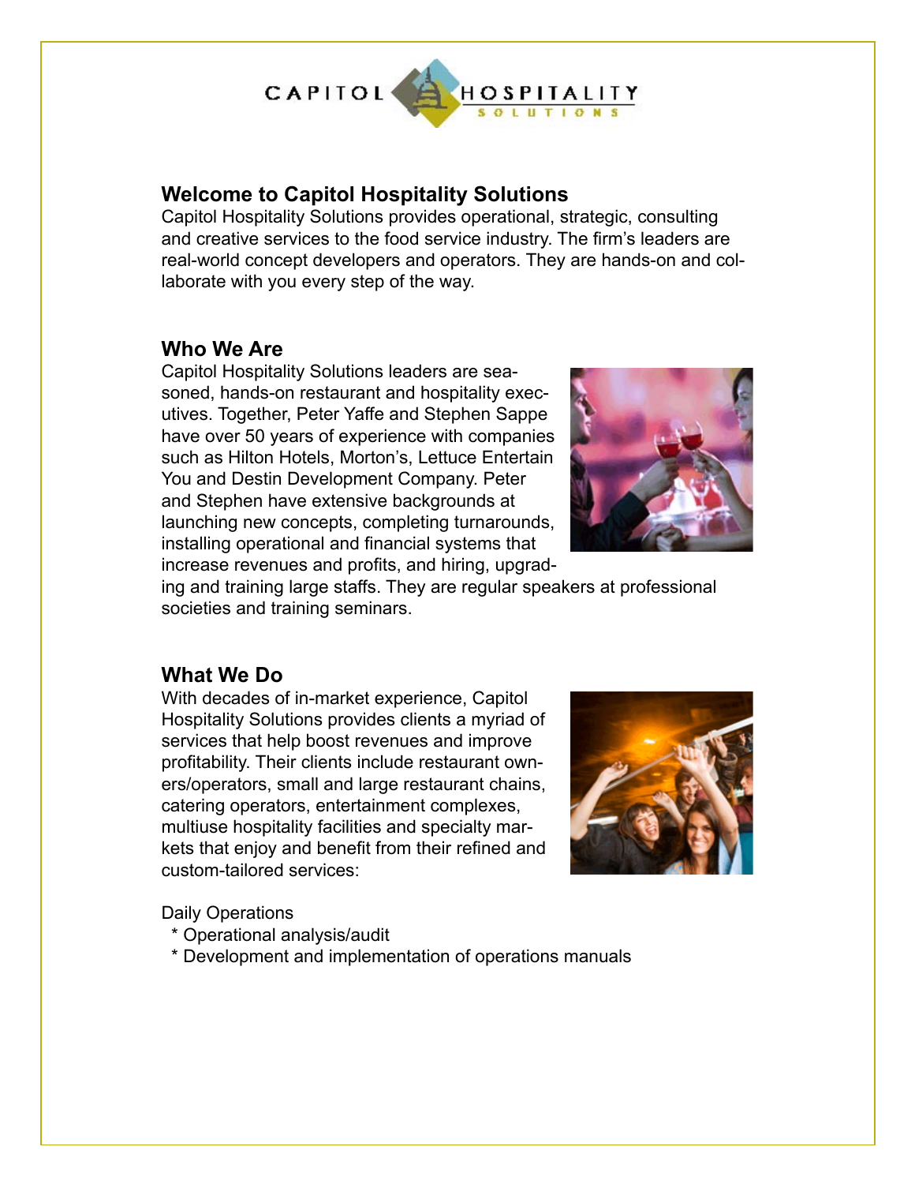CAPITOL HOSPITALITY SOLUTIONS

## Welcome to Capitol Hospitality Solutions

Capitol Hospitality Solutions provides operational, strategic, consulting and creative services to the food service industry. The firm's leaders are real-world concept developers and operators. They are hands-on and collaborate with you every step of the way.

## Who We Are

Capitol Hospitality Solutions leaders are seasoned, hands-on restaurant and hospitality executives. Together, Peter Yaffe and Stephen Sappe have over 50 years of experience with companies such as Hilton Hotels, Morton's, Lettuce Entertain You and Destin Development Company. Peter and Stephen have extensive backgrounds at launching new concepts, completing turnarounds, installing operational and financial systems that increase revenues and profits, and hiring, upgrading and training large staffs. They are regular speakers at professional societies and training seminars.

## What We Do

With decades of in-market experience, Capitol Hospitality Solutions provides clients a myriad of services that help boost revenues and improve profitability. Their clients include restaurant owners/operators, small and large restaurant chains, catering operators, entertainment complexes, multiuse hospitality facilities and specialty markets that enjoy and benefit from their refined and custom-tailored services:

Daily Operations

* Operational analysis/audit
* Development and implementation of operations manuals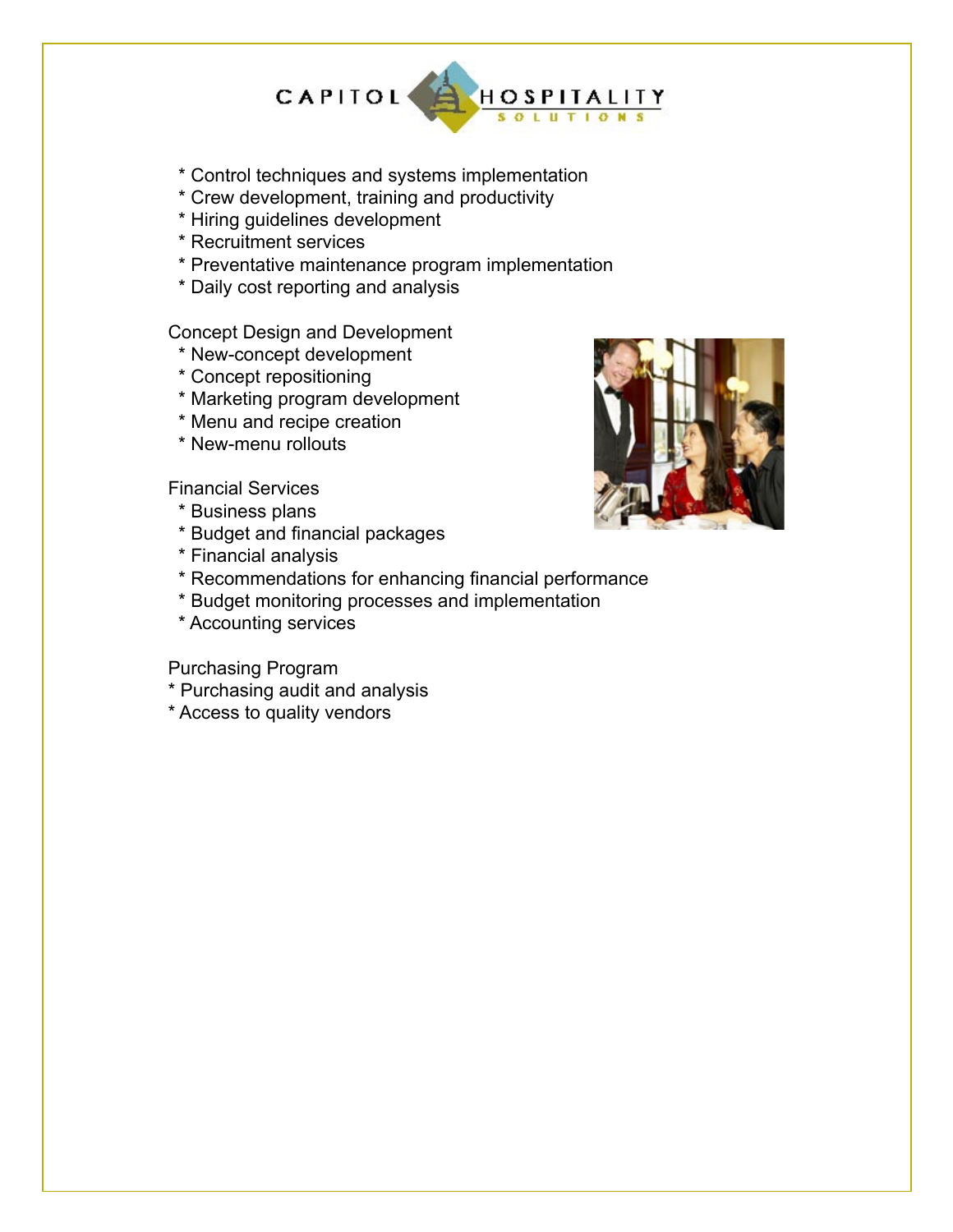* Control techniques and systems implementation
* Crew development, training and productivity
* Hiring guidelines development
* Recruitment services
* Preventative maintenance program implementation
* Daily cost reporting and analysis

Concept Design and Development

* New-concept development
* Concept repositioning
* Marketing program development
* Menu and recipe creation
* New-menu rollouts

Financial Services

* Business plans
* Budget and financial packages
* Financial analysis
* Recommendations for enhancing financial performance
* Budget monitoring processes and implementation
* Accounting services

Purchasing Program

* Purchasing audit and analysis
* Access to quality vendors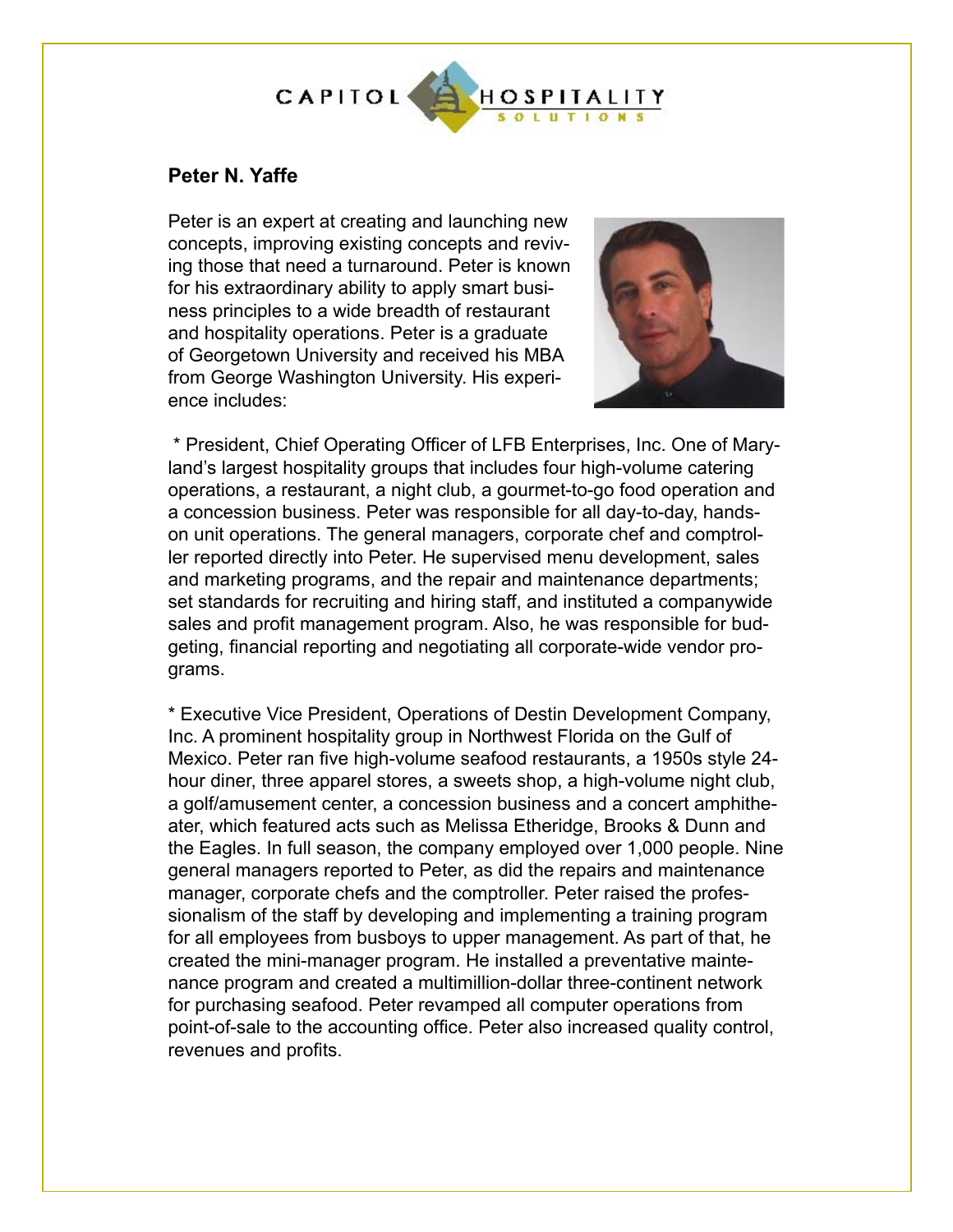# Capitol Hospitality Solutions

## Peter N. Yaffe

Peter is an expert at creating and launching new concepts, improving existing concepts and reviving those that need a turnaround. Peter is known for his extraordinary ability to apply smart business principles to a wide breadth of restaurant and hospitality operations. Peter is a graduate of Georgetown University and received his MBA from George Washington University. His experience includes:

* President, Chief Operating Officer of LFB Enterprises, Inc. One of Maryland's largest hospitality groups that includes four high-volume catering operations, a restaurant, a night club, a gourmet-to-go food operation and a concession business. Peter was responsible for all day-to-day, hands-on unit operations. The general managers, corporate chef and comptroller reported directly into Peter. He supervised menu development, sales and marketing programs, and the repair and maintenance departments; set standards for recruiting and hiring staff, and instituted a companywide sales and profit management program. Also, he was responsible for budgeting, financial reporting and negotiating all corporate-wide vendor programs.

* Executive Vice President, Operations of Destin Development Company, Inc. A prominent hospitality group in Northwest Florida on the Gulf of Mexico. Peter ran five high-volume seafood restaurants, a 1950s style 24-hour diner, three apparel stores, a sweets shop, a high-volume night club, a golf/amusement center, a concession business and a concert amphitheater, which featured acts such as Melissa Etheridge, Brooks & Dunn and the Eagles. In full season, the company employed over 1,000 people. Nine general managers reported to Peter, as did the repairs and maintenance manager, corporate chefs and the comptroller. Peter raised the professionalism of the staff by developing and implementing a training program for all employees from busboys to upper management. As part of that, he created the mini-manager program. He installed a preventative maintenance program and created a multimillion-dollar three-continent network for purchasing seafood. Peter revamped all computer operations from point-of-sale to the accounting office. Peter also increased quality control, revenues and profits.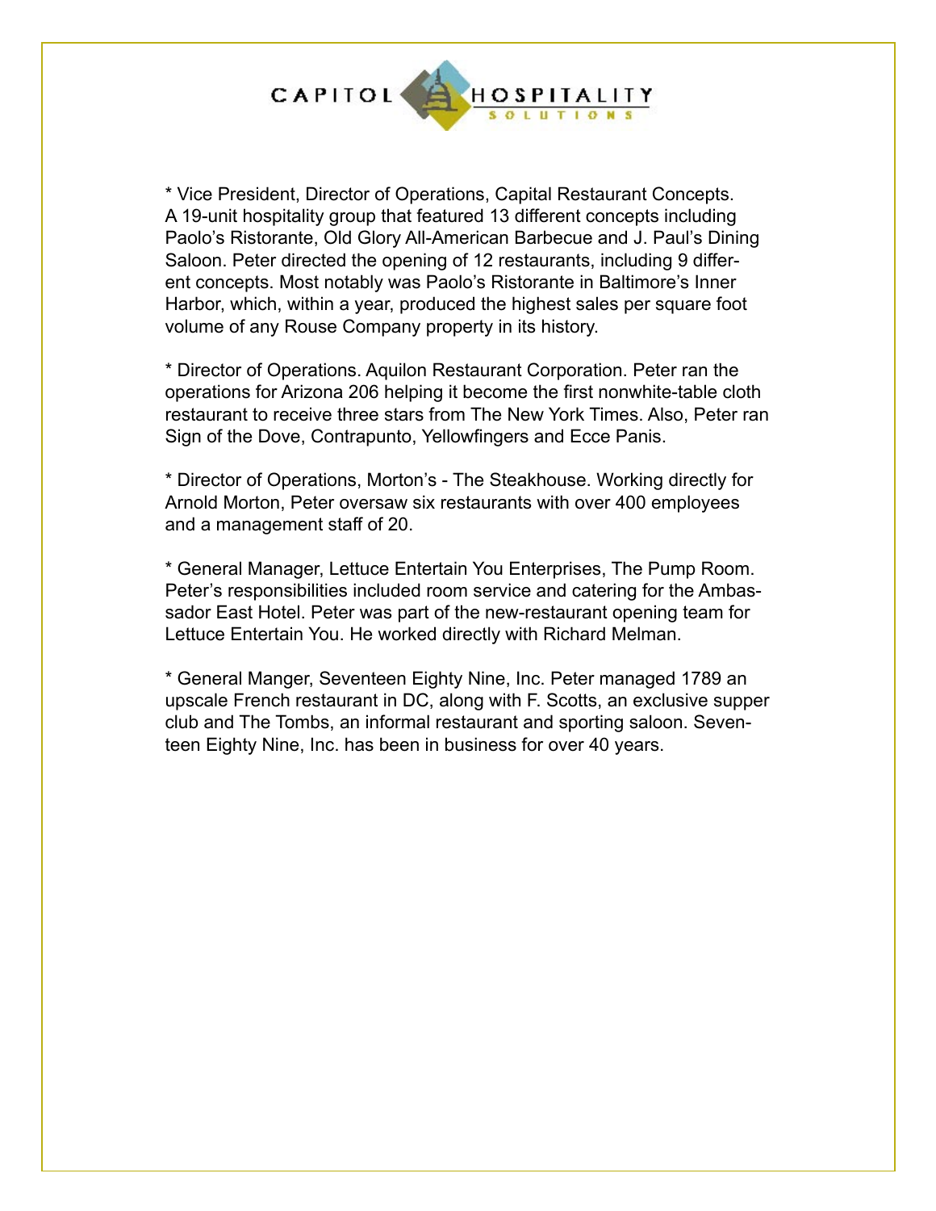CAPITOL HOSPITALITY SOLUTIONS

* Vice President, Director of Operations, Capital Restaurant Concepts. A 19-unit hospitality group that featured 13 different concepts including Paolo's Ristorante, Old Glory All-American Barbecue and J. Paul's Dining Saloon. Peter directed the opening of 12 restaurants, including 9 different concepts. Most notably was Paolo's Ristorante in Baltimore's Inner Harbor, which, within a year, produced the highest sales per square foot volume of any Rouse Company property in its history.

* Director of Operations. Aquilon Restaurant Corporation. Peter ran the operations for Arizona 206 helping it become the first nonwhite-table cloth restaurant to receive three stars from The New York Times. Also, Peter ran Sign of the Dove, Contrapunto, Yellowfingers and Ecce Panis.

* Director of Operations, Morton's - The Steakhouse. Working directly for Arnold Morton, Peter oversaw six restaurants with over 400 employees and a management staff of 20.

* General Manager, Lettuce Entertain You Enterprises, The Pump Room. Peter's responsibilities included room service and catering for the Ambassador East Hotel. Peter was part of the new-restaurant opening team for Lettuce Entertain You. He worked directly with Richard Melman.

* General Manger, Seventeen Eighty Nine, Inc. Peter managed 1789 an upscale French restaurant in DC, along with F. Scotts, an exclusive supper club and The Tombs, an informal restaurant and sporting saloon. Seventeen Eighty Nine, Inc. has been in business for over 40 years.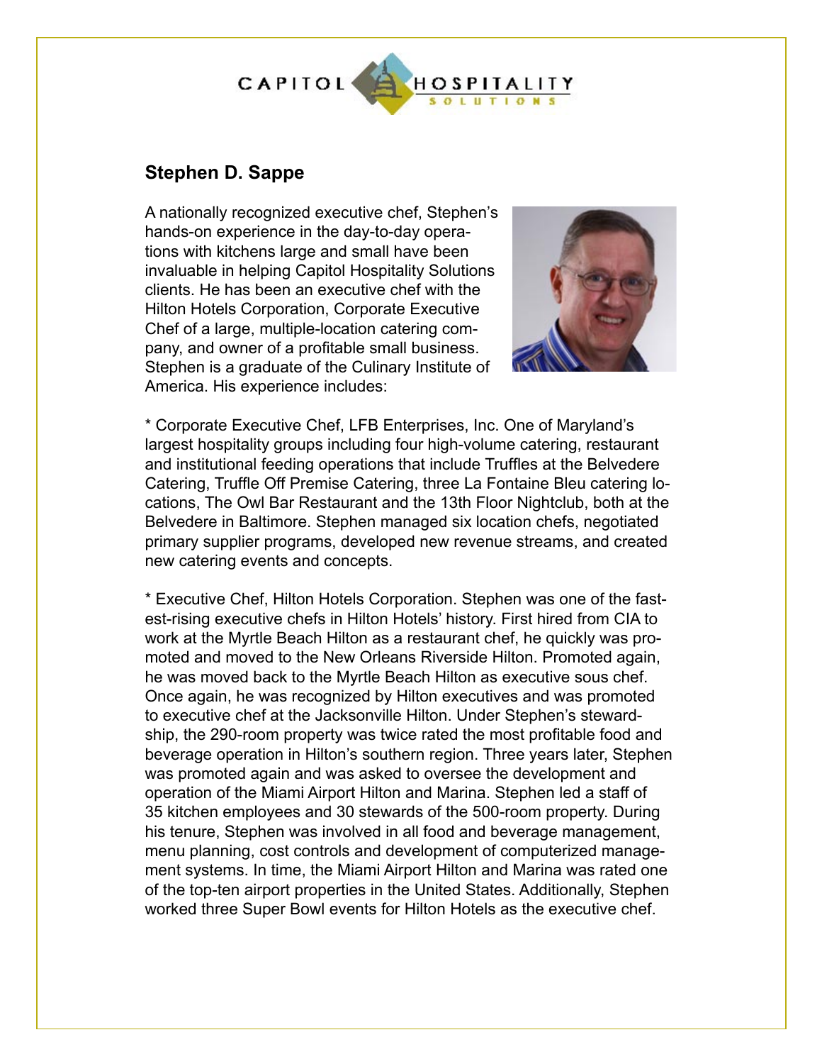# CAPITOL HOSPITALITY SOLUTIONS

## Stephen D. Sappe

A nationally recognized executive chef, Stephen's hands-on experience in the day-to-day operations with kitchens large and small have been invaluable in helping Capitol Hospitality Solutions clients. He has been an executive chef with the Hilton Hotels Corporation, Corporate Executive Chef of a large, multiple-location catering company, and owner of a profitable small business. Stephen is a graduate of the Culinary Institute of America. His experience includes:

* Corporate Executive Chef, LFB Enterprises, Inc. One of Maryland's largest hospitality groups including four high-volume catering, restaurant and institutional feeding operations that include Truffles at the Belvedere Catering, Truffle Off Premise Catering, three La Fontaine Bleu catering locations, The Owl Bar Restaurant and the 13th Floor Nightclub, both at the Belvedere in Baltimore. Stephen managed six location chefs, negotiated primary supplier programs, developed new revenue streams, and created new catering events and concepts.

* Executive Chef, Hilton Hotels Corporation. Stephen was one of the fastest-rising executive chefs in Hilton Hotels' history. First hired from CIA to work at the Myrtle Beach Hilton as a restaurant chef, he quickly was promoted and moved to the New Orleans Riverside Hilton. Promoted again, he was moved back to the Myrtle Beach Hilton as executive sous chef. Once again, he was recognized by Hilton executives and was promoted to executive chef at the Jacksonville Hilton. Under Stephen's stewardship, the 290-room property was twice rated the most profitable food and beverage operation in Hilton's southern region. Three years later, Stephen was promoted again and was asked to oversee the development and operation of the Miami Airport Hilton and Marina. Stephen led a staff of 35 kitchen employees and 30 stewards of the 500-room property. During his tenure, Stephen was involved in all food and beverage management, menu planning, cost controls and development of computerized management systems. In time, the Miami Airport Hilton and Marina was rated one of the top-ten airport properties in the United States. Additionally, Stephen worked three Super Bowl events for Hilton Hotels as the executive chef.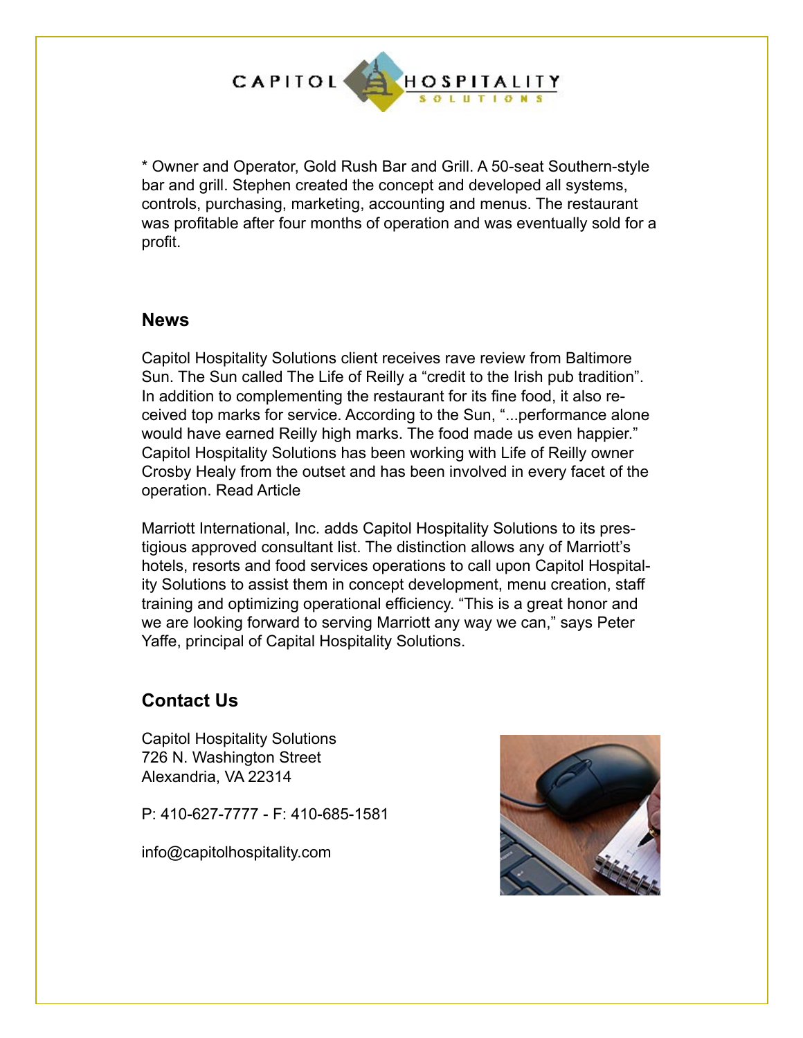\* Owner and Operator, Gold Rush Bar and Grill. A 50-seat Southern-style bar and grill. Stephen created the concept and developed all systems, controls, purchasing, marketing, accounting and menus. The restaurant was profitable after four months of operation and was eventually sold for a profit.

## News

Capitol Hospitality Solutions client receives rave review from Baltimore Sun. The Sun called The Life of Reilly a "credit to the Irish pub tradition". In addition to complementing the restaurant for its fine food, it also received top marks for service. According to the Sun, "...performance alone would have earned Reilly high marks. The food made us even happier." Capitol Hospitality Solutions has been working with Life of Reilly owner Crosby Healy from the outset and has been involved in every facet of the operation. Read Article

Marriott International, Inc. adds Capitol Hospitality Solutions to its prestigious approved consultant list. The distinction allows any of Marriott's hotels, resorts and food services operations to call upon Capitol Hospitality Solutions to assist them in concept development, menu creation, staff training and optimizing operational efficiency. "This is a great honor and we are looking forward to serving Marriott any way we can," says Peter Yaffe, principal of Capital Hospitality Solutions.

## Contact Us

Capitol Hospitality Solutions
726 N. Washington Street
Alexandria, VA 22314

P: 410-627-7777 - F: 410-685-1581

info@capitolhospitality.com